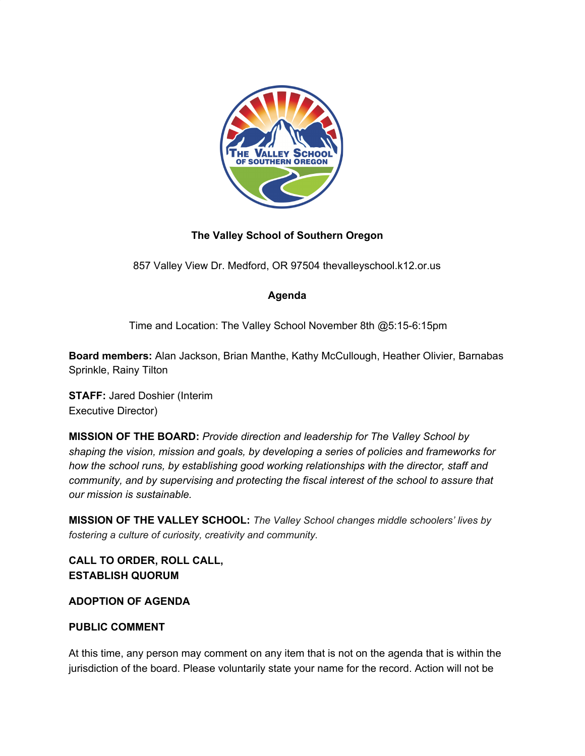**The Valley School of Southern Oregon**

857 Valley View Dr. Medford, OR 97504 thevalleyschool.k12.or.us

**Agenda**

Time and Location: The Valley School November 8th @5:15-6:15pm

**Board members:** Alan Jackson, Brian Manthe, Kathy McCullough, Heather Olivier, Barnabas Sprinkle, Rainy Tilton

**STAFF:** Jared Doshier (Interim Executive Director)

**MISSION OF THE BOARD:** *Provide direction and leadership for The Valley School by shaping the vision, mission and goals, by developing a series of policies and frameworks for how the school runs, by establishing good working relationships with the director, staff and community, and by supervising and protecting the fiscal interest of the school to assure that our mission is sustainable.*

**MISSION OF THE VALLEY SCHOOL:** *The Valley School changes middle schoolers' lives by fostering a culture of curiosity, creativity and community.*

**CALL TO ORDER, ROLL CALL, ESTABLISH QUORUM**

**ADOPTION OF AGENDA**

**PUBLIC COMMENT**

At this time, any person may comment on any item that is not on the agenda that is within the jurisdiction of the board. Please voluntarily state your name for the record. Action will not be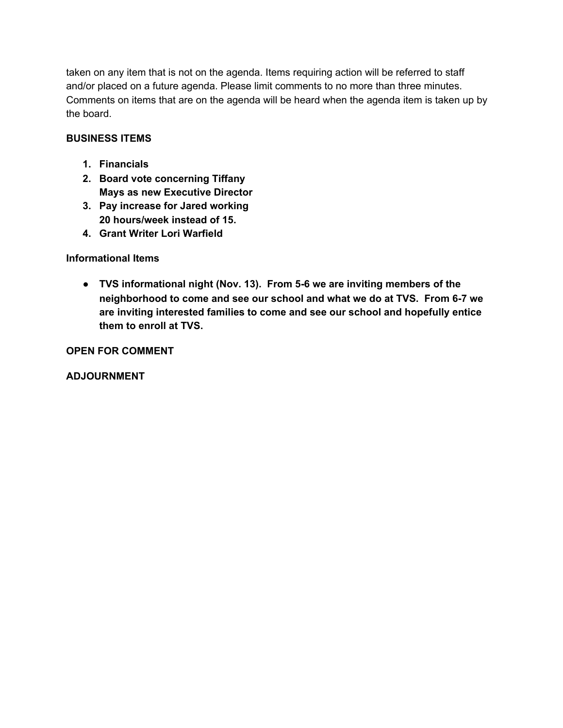taken on any item that is not on the agenda. Items requiring action will be referred to staff and/or placed on a future agenda. Please limit comments to no more than three minutes. Comments on items that are on the agenda will be heard when the agenda item is taken up by the board.

**BUSINESS ITEMS**

1. **Financials**
2. **Board vote concerning Tiffany Mays as new Executive Director**
3. **Pay increase for Jared working 20 hours/week instead of 15.**
4. **Grant Writer Lori Warfield**

**Informational Items**

- **TVS informational night (Nov. 13). From 5-6 we are inviting members of the neighborhood to come and see our school and what we do at TVS. From 6-7 we are inviting interested families to come and see our school and hopefully entice them to enroll at TVS.**

**OPEN FOR COMMENT**

**ADJOURNMENT**